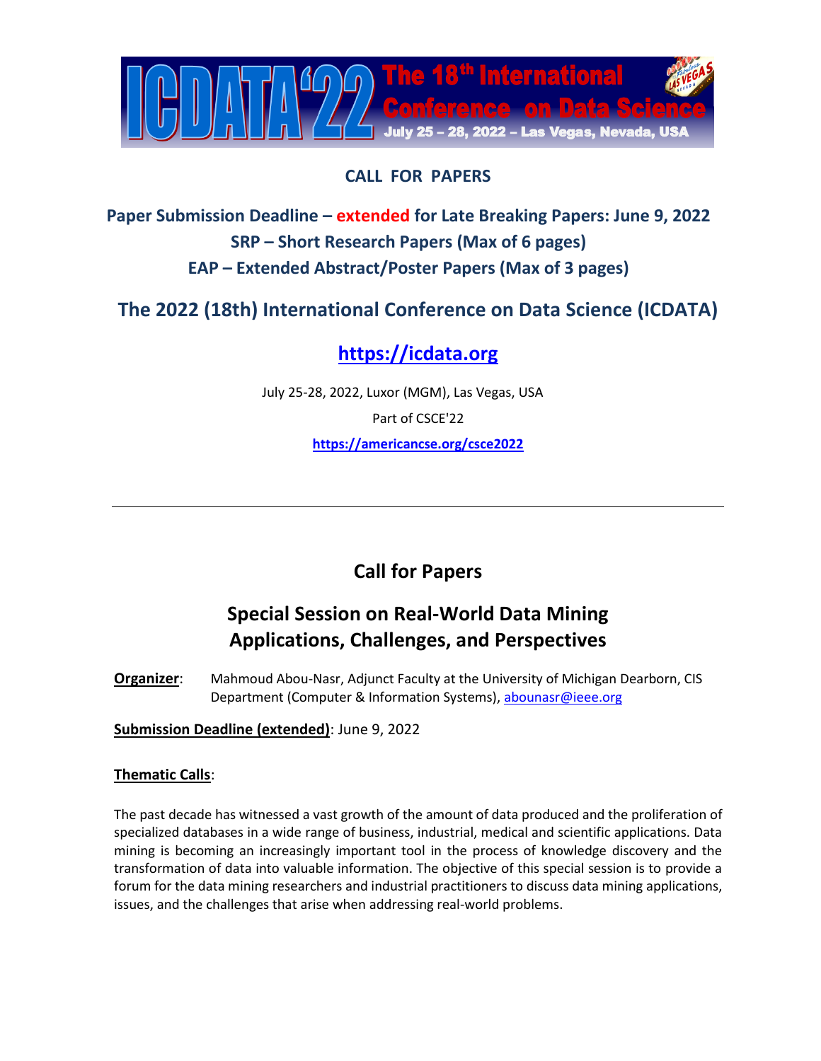# ICDATA'22 The 18th International Conference on Data Science

July 25 – 28, 2022 – Las Vegas, Nevada, USA

## CALL FOR PAPERS

### Paper Submission Deadline – extended for Late Breaking Papers: June 9, 2022
### SRP – Short Research Papers (Max of 6 pages)
### EAP – Extended Abstract/Poster Papers (Max of 3 pages)

## The 2022 (18th) International Conference on Data Science (ICDATA)

## https://icdata.org

July 25-28, 2022, Luxor (MGM), Las Vegas, USA

Part of CSCE'22

**https://americancse.org/csce2022**

---

## Call for Papers

## Special Session on Real-World Data Mining Applications, Challenges, and Perspectives

**Organizer**: Mahmoud Abou-Nasr, Adjunct Faculty at the University of Michigan Dearborn, CIS Department (Computer & Information Systems), abounasr@ieee.org

**Submission Deadline (extended)**: June 9, 2022

**Thematic Calls**:

The past decade has witnessed a vast growth of the amount of data produced and the proliferation of specialized databases in a wide range of business, industrial, medical and scientific applications. Data mining is becoming an increasingly important tool in the process of knowledge discovery and the transformation of data into valuable information. The objective of this special session is to provide a forum for the data mining researchers and industrial practitioners to discuss data mining applications, issues, and the challenges that arise when addressing real-world problems.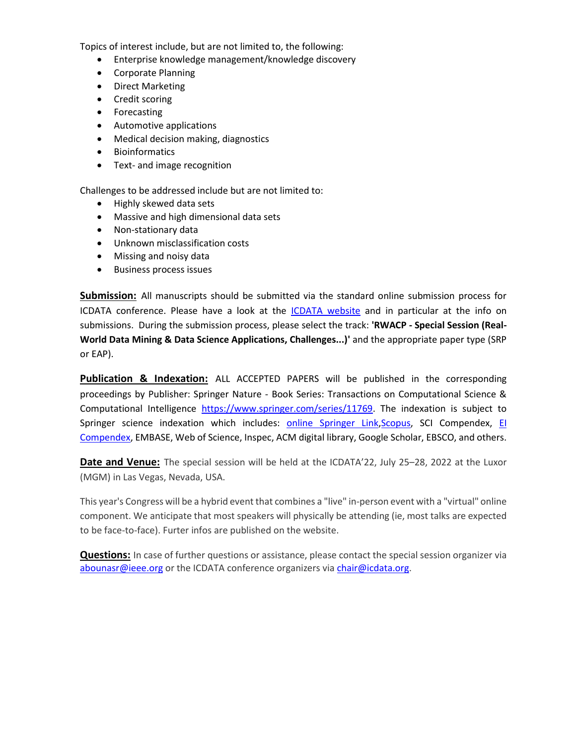Topics of interest include, but are not limited to, the following:

- Enterprise knowledge management/knowledge discovery
- Corporate Planning
- Direct Marketing
- Credit scoring
- Forecasting
- Automotive applications
- Medical decision making, diagnostics
- Bioinformatics
- Text- and image recognition

Challenges to be addressed include but are not limited to:

- Highly skewed data sets
- Massive and high dimensional data sets
- Non-stationary data
- Unknown misclassification costs
- Missing and noisy data
- Business process issues

**Submission:** All manuscripts should be submitted via the standard online submission process for ICDATA conference. Please have a look at the ICDATA website and in particular at the info on submissions. During the submission process, please select the track: **'RWACP - Special Session (Real-World Data Mining & Data Science Applications, Challenges...)'** and the appropriate paper type (SRP or EAP).

**Publication & Indexation:** ALL ACCEPTED PAPERS will be published in the corresponding proceedings by Publisher: Springer Nature - Book Series: Transactions on Computational Science & Computational Intelligence https://www.springer.com/series/11769. The indexation is subject to Springer science indexation which includes: online Springer Link,Scopus, SCI Compendex, EI Compendex, EMBASE, Web of Science, Inspec, ACM digital library, Google Scholar, EBSCO, and others.

**Date and Venue:** The special session will be held at the ICDATA'22, July 25–28, 2022 at the Luxor (MGM) in Las Vegas, Nevada, USA.

This year's Congress will be a hybrid event that combines a "live" in-person event with a "virtual" online component. We anticipate that most speakers will physically be attending (ie, most talks are expected to be face-to-face). Furter infos are published on the website.

**Questions:** In case of further questions or assistance, please contact the special session organizer via abounasr@ieee.org or the ICDATA conference organizers via chair@icdata.org.